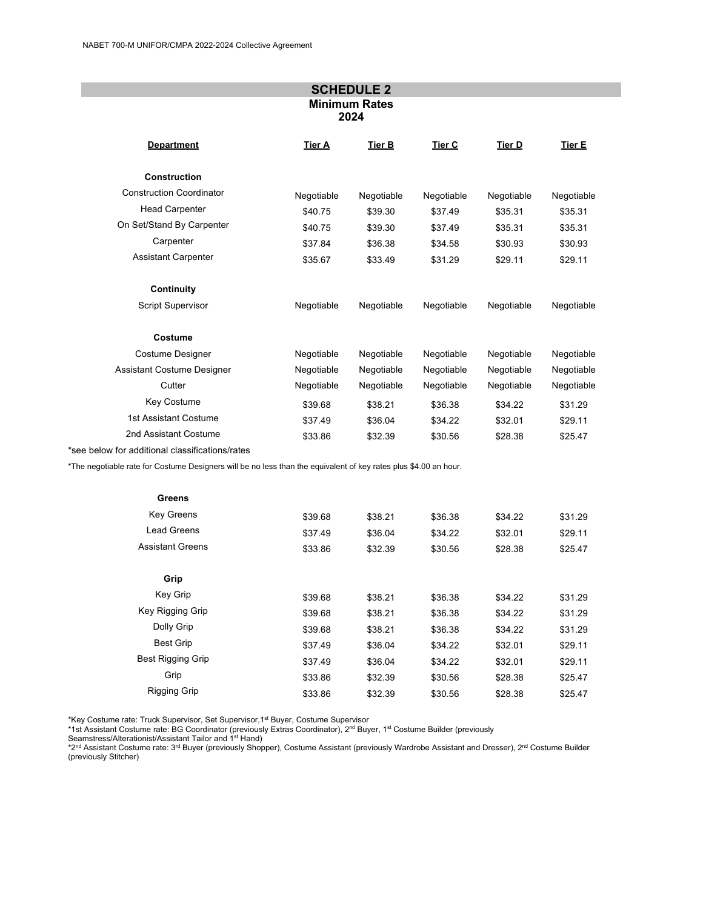## SCHEDULE 2

### Minimum Rates 2024

| Department | Tier A | Tier B | Tier C | Tier D | Tier E |
|---|---|---|---|---|---|
| **Construction** | | | | | |
| Construction Coordinator | Negotiable | Negotiable | Negotiable | Negotiable | Negotiable |
| Head Carpenter | $40.75 | $39.30 | $37.49 | $35.31 | $35.31 |
| On Set/Stand By Carpenter | $40.75 | $39.30 | $37.49 | $35.31 | $35.31 |
| Carpenter | $37.84 | $36.38 | $34.58 | $30.93 | $30.93 |
| Assistant Carpenter | $35.67 | $33.49 | $31.29 | $29.11 | $29.11 |
| **Continuity** | | | | | |
| Script Supervisor | Negotiable | Negotiable | Negotiable | Negotiable | Negotiable |
| **Costume** | | | | | |
| Costume Designer | Negotiable | Negotiable | Negotiable | Negotiable | Negotiable |
| Assistant Costume Designer | Negotiable | Negotiable | Negotiable | Negotiable | Negotiable |
| Cutter | Negotiable | Negotiable | Negotiable | Negotiable | Negotiable |
| Key Costume | $39.68 | $38.21 | $36.38 | $34.22 | $31.29 |
| 1st Assistant Costume | $37.49 | $36.04 | $34.22 | $32.01 | $29.11 |
| 2nd Assistant Costume | $33.86 | $32.39 | $30.56 | $28.38 | $25.47 |

*see below for additional classifications/rates

*The negotiable rate for Costume Designers will be no less than the equivalent of key rates plus $4.00 an hour.

| Department | Tier A | Tier B | Tier C | Tier D | Tier E |
|---|---|---|---|---|---|
| **Greens** | | | | | |
| Key Greens | $39.68 | $38.21 | $36.38 | $34.22 | $31.29 |
| Lead Greens | $37.49 | $36.04 | $34.22 | $32.01 | $29.11 |
| Assistant Greens | $33.86 | $32.39 | $30.56 | $28.38 | $25.47 |
| **Grip** | | | | | |
| Key Grip | $39.68 | $38.21 | $36.38 | $34.22 | $31.29 |
| Key Rigging Grip | $39.68 | $38.21 | $36.38 | $34.22 | $31.29 |
| Dolly Grip | $39.68 | $38.21 | $36.38 | $34.22 | $31.29 |
| Best Grip | $37.49 | $36.04 | $34.22 | $32.01 | $29.11 |
| Best Rigging Grip | $37.49 | $36.04 | $34.22 | $32.01 | $29.11 |
| Grip | $33.86 | $32.39 | $30.56 | $28.38 | $25.47 |
| Rigging Grip | $33.86 | $32.39 | $30.56 | $28.38 | $25.47 |

*Key Costume rate: Truck Supervisor, Set Supervisor, 1st Buyer, Costume Supervisor

*1st Assistant Costume rate: BG Coordinator (previously Extras Coordinator), 2nd Buyer, 1st Costume Builder (previously Seamstress/Alterationist/Assistant Tailor and 1st Hand)

*2nd Assistant Costume rate: 3rd Buyer (previously Shopper), Costume Assistant (previously Wardrobe Assistant and Dresser), 2nd Costume Builder (previously Stitcher)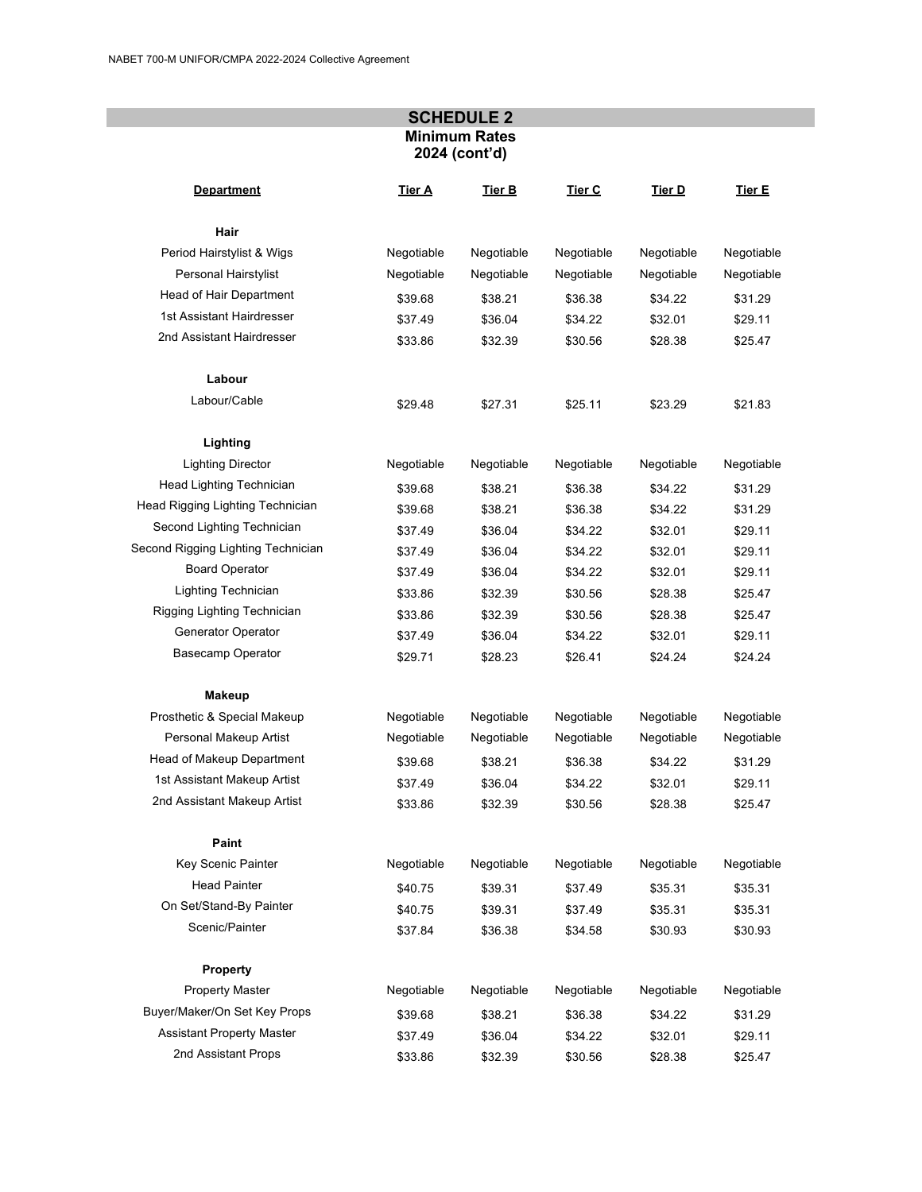## SCHEDULE 2

**Minimum Rates**
**2024 (cont'd)**

| Department | Tier A | Tier B | Tier C | Tier D | Tier E |
|---|---|---|---|---|---|
| **Hair** | | | | | |
| Period Hairstylist & Wigs | Negotiable | Negotiable | Negotiable | Negotiable | Negotiable |
| Personal Hairstylist | Negotiable | Negotiable | Negotiable | Negotiable | Negotiable |
| Head of Hair Department | $39.68 | $38.21 | $36.38 | $34.22 | $31.29 |
| 1st Assistant Hairdresser | $37.49 | $36.04 | $34.22 | $32.01 | $29.11 |
| 2nd Assistant Hairdresser | $33.86 | $32.39 | $30.56 | $28.38 | $25.47 |
| **Labour** | | | | | |
| Labour/Cable | $29.48 | $27.31 | $25.11 | $23.29 | $21.83 |
| **Lighting** | | | | | |
| Lighting Director | Negotiable | Negotiable | Negotiable | Negotiable | Negotiable |
| Head Lighting Technician | $39.68 | $38.21 | $36.38 | $34.22 | $31.29 |
| Head Rigging Lighting Technician | $39.68 | $38.21 | $36.38 | $34.22 | $31.29 |
| Second Lighting Technician | $37.49 | $36.04 | $34.22 | $32.01 | $29.11 |
| Second Rigging Lighting Technician | $37.49 | $36.04 | $34.22 | $32.01 | $29.11 |
| Board Operator | $37.49 | $36.04 | $34.22 | $32.01 | $29.11 |
| Lighting Technician | $33.86 | $32.39 | $30.56 | $28.38 | $25.47 |
| Rigging Lighting Technician | $33.86 | $32.39 | $30.56 | $28.38 | $25.47 |
| Generator Operator | $37.49 | $36.04 | $34.22 | $32.01 | $29.11 |
| Basecamp Operator | $29.71 | $28.23 | $26.41 | $24.24 | $24.24 |
| **Makeup** | | | | | |
| Prosthetic & Special Makeup | Negotiable | Negotiable | Negotiable | Negotiable | Negotiable |
| Personal Makeup Artist | Negotiable | Negotiable | Negotiable | Negotiable | Negotiable |
| Head of Makeup Department | $39.68 | $38.21 | $36.38 | $34.22 | $31.29 |
| 1st Assistant Makeup Artist | $37.49 | $36.04 | $34.22 | $32.01 | $29.11 |
| 2nd Assistant Makeup Artist | $33.86 | $32.39 | $30.56 | $28.38 | $25.47 |
| **Paint** | | | | | |
| Key Scenic Painter | Negotiable | Negotiable | Negotiable | Negotiable | Negotiable |
| Head Painter | $40.75 | $39.31 | $37.49 | $35.31 | $35.31 |
| On Set/Stand-By Painter | $40.75 | $39.31 | $37.49 | $35.31 | $35.31 |
| Scenic/Painter | $37.84 | $36.38 | $34.58 | $30.93 | $30.93 |
| **Property** | | | | | |
| Property Master | Negotiable | Negotiable | Negotiable | Negotiable | Negotiable |
| Buyer/Maker/On Set Key Props | $39.68 | $38.21 | $36.38 | $34.22 | $31.29 |
| Assistant Property Master | $37.49 | $36.04 | $34.22 | $32.01 | $29.11 |
| 2nd Assistant Props | $33.86 | $32.39 | $30.56 | $28.38 | $25.47 |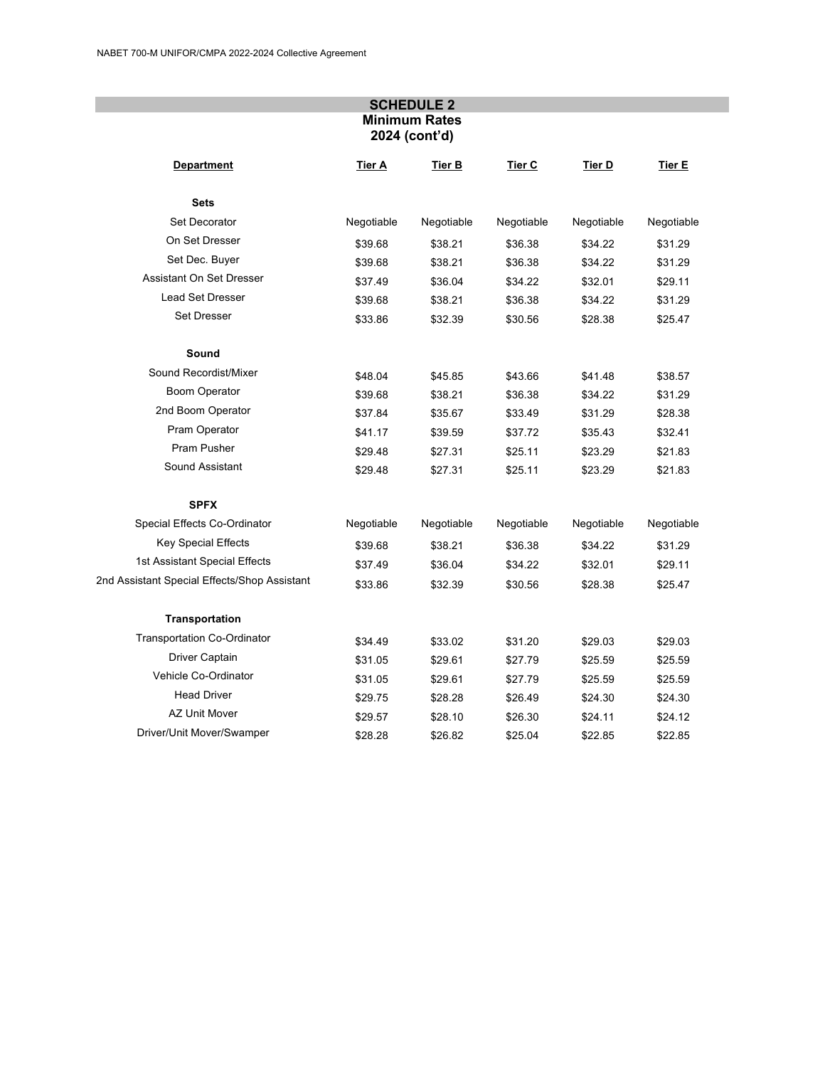## SCHEDULE 2

### Minimum Rates
### 2024 (cont'd)

| Department | Tier A | Tier B | Tier C | Tier D | Tier E |
|---|---|---|---|---|---|
| **Sets** | | | | | |
| Set Decorator | Negotiable | Negotiable | Negotiable | Negotiable | Negotiable |
| On Set Dresser | $39.68 | $38.21 | $36.38 | $34.22 | $31.29 |
| Set Dec. Buyer | $39.68 | $38.21 | $36.38 | $34.22 | $31.29 |
| Assistant On Set Dresser | $37.49 | $36.04 | $34.22 | $32.01 | $29.11 |
| Lead Set Dresser | $39.68 | $38.21 | $36.38 | $34.22 | $31.29 |
| Set Dresser | $33.86 | $32.39 | $30.56 | $28.38 | $25.47 |
| **Sound** | | | | | |
| Sound Recordist/Mixer | $48.04 | $45.85 | $43.66 | $41.48 | $38.57 |
| Boom Operator | $39.68 | $38.21 | $36.38 | $34.22 | $31.29 |
| 2nd Boom Operator | $37.84 | $35.67 | $33.49 | $31.29 | $28.38 |
| Pram Operator | $41.17 | $39.59 | $37.72 | $35.43 | $32.41 |
| Pram Pusher | $29.48 | $27.31 | $25.11 | $23.29 | $21.83 |
| Sound Assistant | $29.48 | $27.31 | $25.11 | $23.29 | $21.83 |
| **SPFX** | | | | | |
| Special Effects Co-Ordinator | Negotiable | Negotiable | Negotiable | Negotiable | Negotiable |
| Key Special Effects | $39.68 | $38.21 | $36.38 | $34.22 | $31.29 |
| 1st Assistant Special Effects | $37.49 | $36.04 | $34.22 | $32.01 | $29.11 |
| 2nd Assistant Special Effects/Shop Assistant | $33.86 | $32.39 | $30.56 | $28.38 | $25.47 |
| **Transportation** | | | | | |
| Transportation Co-Ordinator | $34.49 | $33.02 | $31.20 | $29.03 | $29.03 |
| Driver Captain | $31.05 | $29.61 | $27.79 | $25.59 | $25.59 |
| Vehicle Co-Ordinator | $31.05 | $29.61 | $27.79 | $25.59 | $25.59 |
| Head Driver | $29.75 | $28.28 | $26.49 | $24.30 | $24.30 |
| AZ Unit Mover | $29.57 | $28.10 | $26.30 | $24.11 | $24.12 |
| Driver/Unit Mover/Swamper | $28.28 | $26.82 | $25.04 | $22.85 | $22.85 |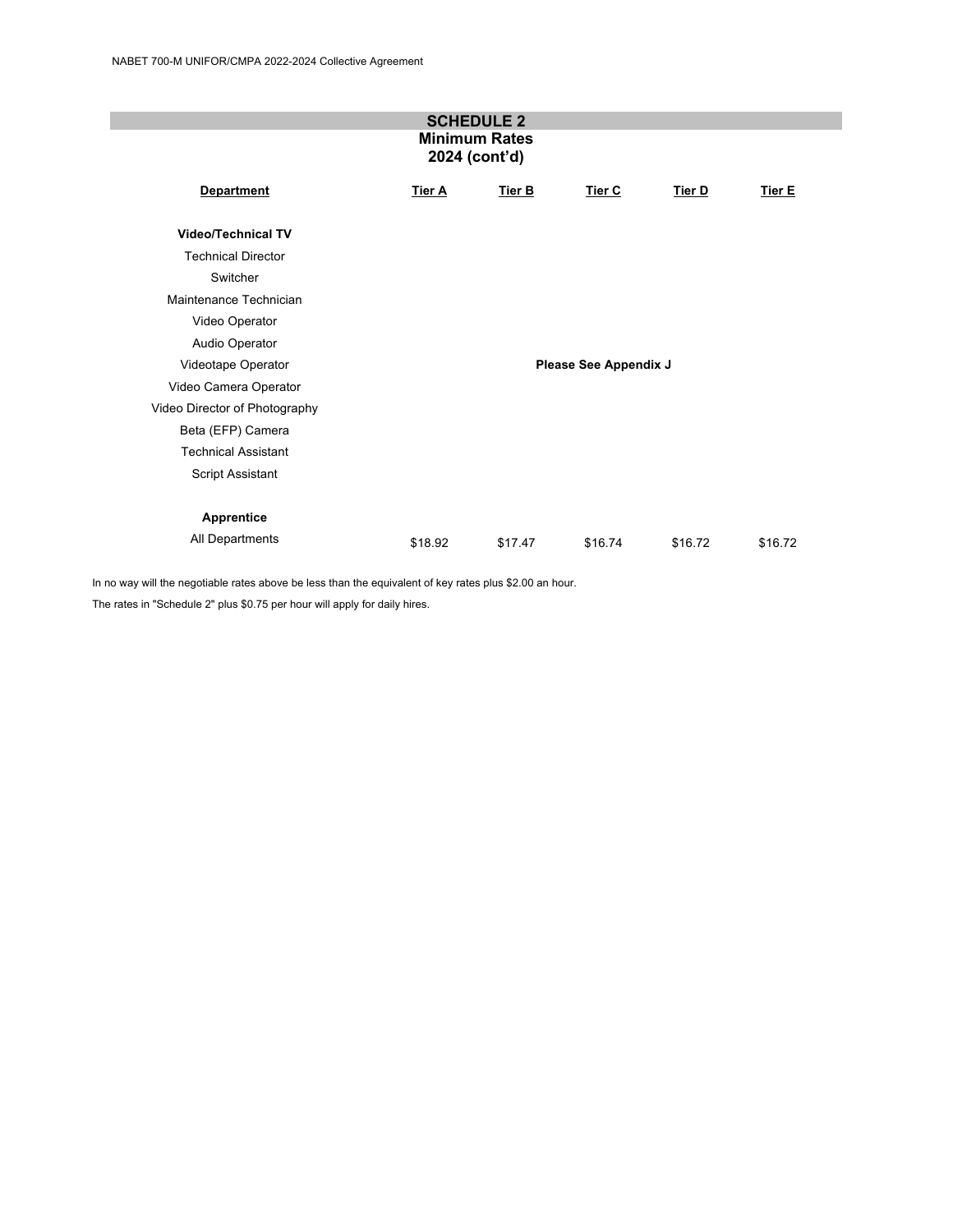## SCHEDULE 2
### Minimum Rates
### 2024 (cont'd)

| Department | Tier A | Tier B | Tier C | Tier D | Tier E |
|---|---|---|---|---|---|
| **Video/Technical TV** | | | | | |
| Technical Director | | | | | |
| Switcher | | | | | |
| Maintenance Technician | | | | | |
| Video Operator | | | | | |
| Audio Operator | | | | | |
| Videotape Operator | | | **Please See Appendix J** | | |
| Video Camera Operator | | | | | |
| Video Director of Photography | | | | | |
| Beta (EFP) Camera | | | | | |
| Technical Assistant | | | | | |
| Script Assistant | | | | | |
| **Apprentice** | | | | | |
| All Departments | $18.92 | $17.47 | $16.74 | $16.72 | $16.72 |

In no way will the negotiable rates above be less than the equivalent of key rates plus $2.00 an hour.

The rates in "Schedule 2" plus $0.75 per hour will apply for daily hires.